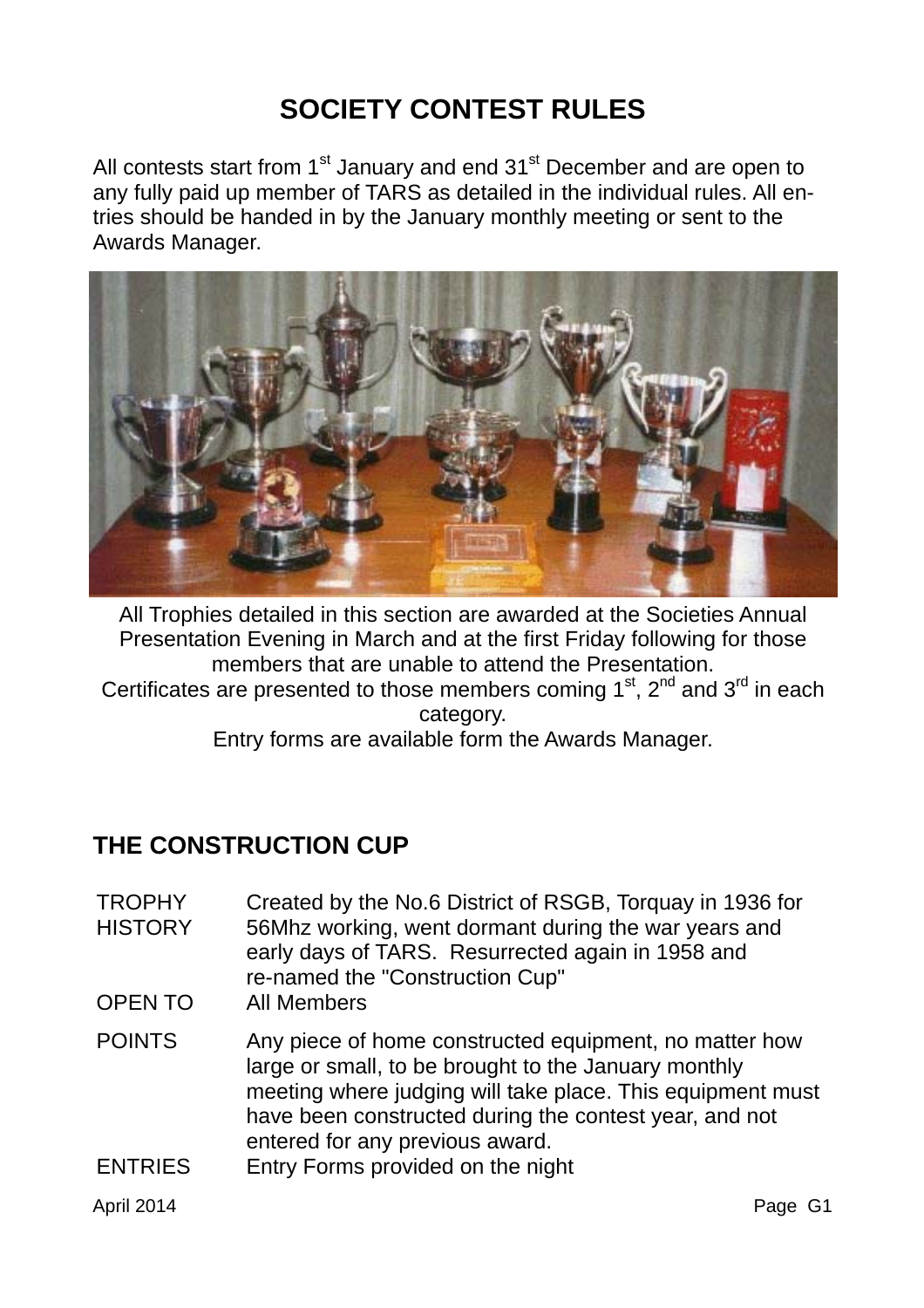# SOCIETY CONTEST RULES

All contests start from 1st January and end 31st December and are open to any fully paid up member of TARS as detailed in the individual rules. All entries should be handed in by the January monthly meeting or sent to the Awards Manager.

All Trophies detailed in this section are awarded at the Societies Annual Presentation Evening in March and at the first Friday following for those members that are unable to attend the Presentation.
Certificates are presented to those members coming 1st, 2nd and 3rd in each category.
Entry forms are available form the Awards Manager.

## THE CONSTRUCTION CUP

| | |
|---|---|
| TROPHY HISTORY | Created by the No.6 District of RSGB, Torquay in 1936 for 56Mhz working, went dormant during the war years and early days of TARS. Resurrected again in 1958 and re-named the "Construction Cup" |
| OPEN TO | All Members |
| POINTS | Any piece of home constructed equipment, no matter how large or small, to be brought to the January monthly meeting where judging will take place. This equipment must have been constructed during the contest year, and not entered for any previous award. |
| ENTRIES | Entry Forms provided on the night |

April 2014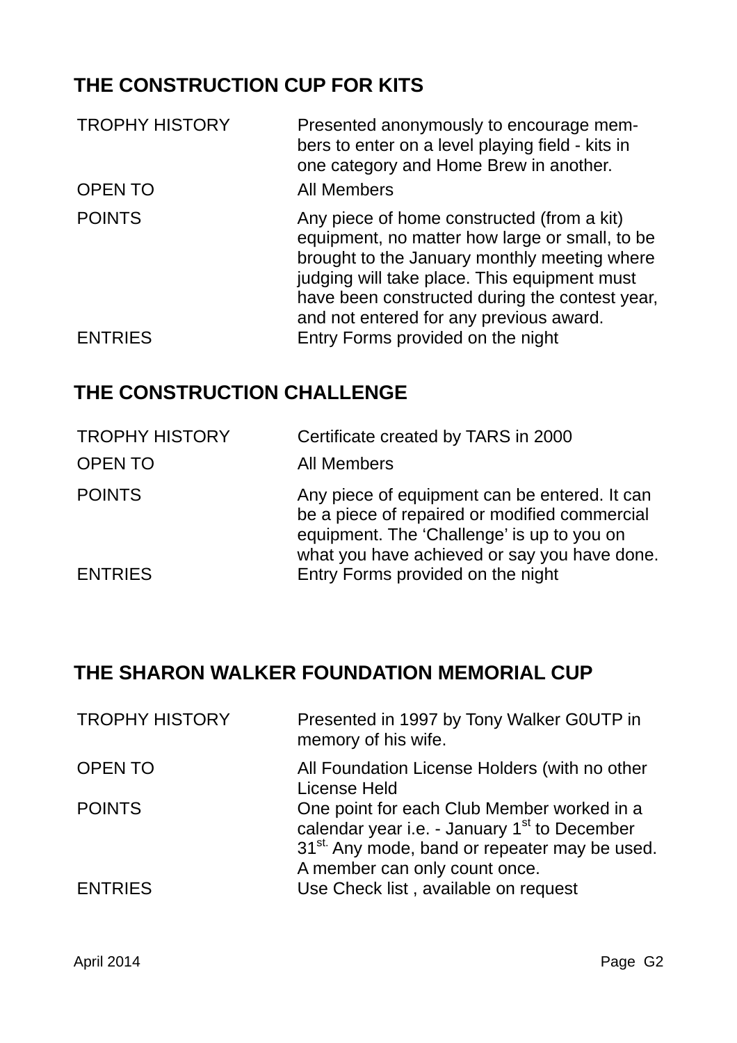## THE CONSTRUCTION CUP FOR KITS

| | |
|---|---|
| TROPHY HISTORY | Presented anonymously to encourage members to enter on a level playing field - kits in one category and Home Brew in another. |
| OPEN TO | All Members |
| POINTS | Any piece of home constructed (from a kit) equipment, no matter how large or small, to be brought to the January monthly meeting where judging will take place. This equipment must have been constructed during the contest year, and not entered for any previous award. |
| ENTRIES | Entry Forms provided on the night |

## THE CONSTRUCTION CHALLENGE

| | |
|---|---|
| TROPHY HISTORY | Certificate created by TARS in 2000 |
| OPEN TO | All Members |
| POINTS | Any piece of equipment can be entered. It can be a piece of repaired or modified commercial equipment. The 'Challenge' is up to you on what you have achieved or say you have done. |
| ENTRIES | Entry Forms provided on the night |

## THE SHARON WALKER FOUNDATION MEMORIAL CUP

| | |
|---|---|
| TROPHY HISTORY | Presented in 1997 by Tony Walker G0UTP in memory of his wife. |
| OPEN TO | All Foundation License Holders (with no other License Held |
| POINTS | One point for each Club Member worked in a calendar year i.e. - January 1st to December 31st. Any mode, band or repeater may be used. A member can only count once. |
| ENTRIES | Use Check list , available on request |

April 2014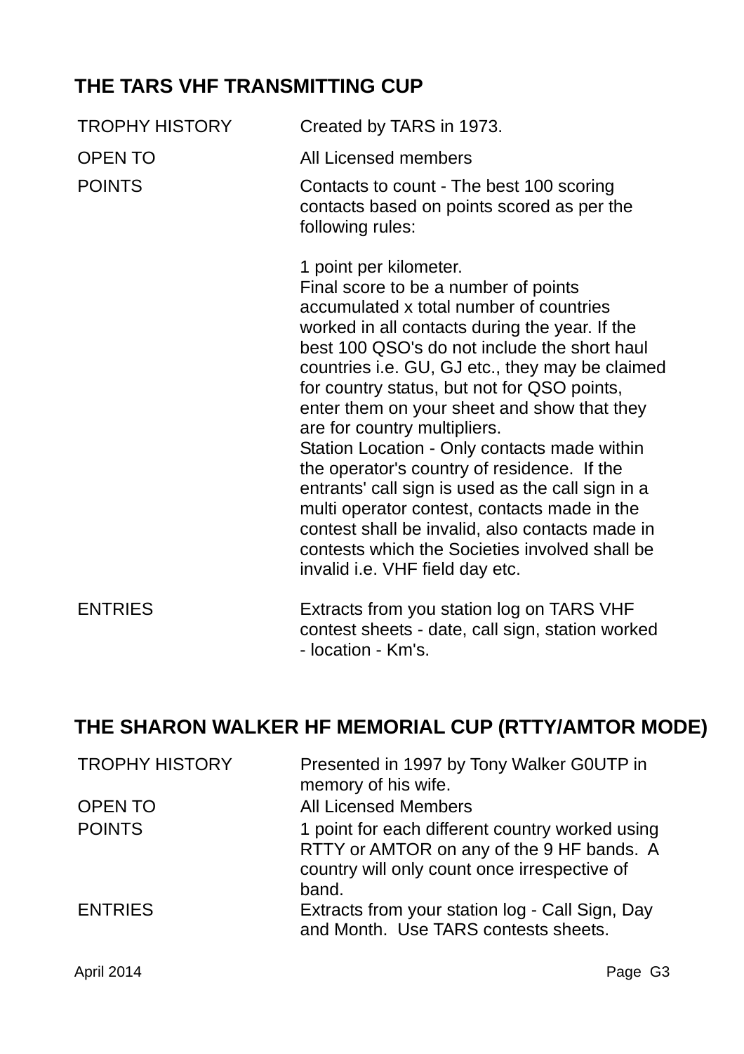## THE TARS VHF TRANSMITTING CUP

| | |
|---|---|
| TROPHY HISTORY | Created by TARS in 1973. |
| OPEN TO | All Licensed members |
| POINTS | Contacts to count - The best 100 scoring contacts based on points scored as per the following rules:<br><br>1 point per kilometer.<br>Final score to be a number of points accumulated x total number of countries worked in all contacts during the year. If the best 100 QSO's do not include the short haul countries i.e. GU, GJ etc., they may be claimed for country status, but not for QSO points, enter them on your sheet and show that they are for country multipliers.<br>Station Location - Only contacts made within the operator's country of residence. If the entrants' call sign is used as the call sign in a multi operator contest, contacts made in the contest shall be invalid, also contacts made in contests which the Societies involved shall be invalid i.e. VHF field day etc. |
| ENTRIES | Extracts from you station log on TARS VHF contest sheets - date, call sign, station worked - location - Km's. |

## THE SHARON WALKER HF MEMORIAL CUP (RTTY/AMTOR MODE)

| | |
|---|---|
| TROPHY HISTORY | Presented in 1997 by Tony Walker G0UTP in memory of his wife. |
| OPEN TO | All Licensed Members |
| POINTS | 1 point for each different country worked using RTTY or AMTOR on any of the 9 HF bands. A country will only count once irrespective of band. |
| ENTRIES | Extracts from your station log - Call Sign, Day and Month. Use TARS contests sheets. |

April 2014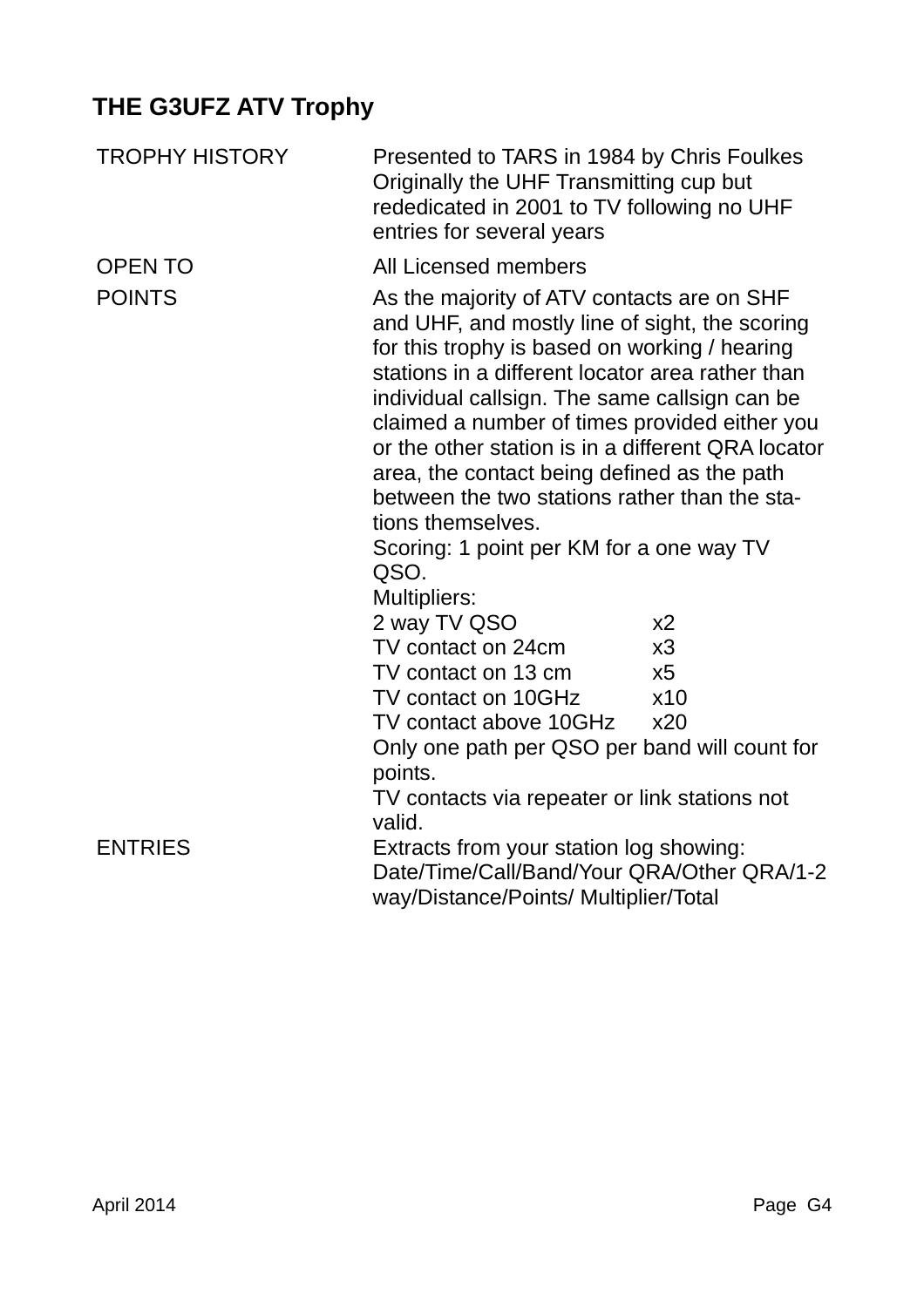## THE G3UFZ ATV Trophy

| | |
|---|---|
| TROPHY HISTORY | Presented to TARS in 1984 by Chris Foulkes Originally the UHF Transmitting cup but rededicated in 2001 to TV following no UHF entries for several years |
| OPEN TO | All Licensed members |
| POINTS | As the majority of ATV contacts are on SHF and UHF, and mostly line of sight, the scoring for this trophy is based on working / hearing stations in a different locator area rather than individual callsign. The same callsign can be claimed a number of times provided either you or the other station is in a different QRA locator area, the contact being defined as the path between the two stations rather than the stations themselves.<br>Scoring: 1 point per KM for a one way TV QSO.<br>Multipliers:<br>2 way TV QSO x2<br>TV contact on 24cm x3<br>TV contact on 13 cm x5<br>TV contact on 10GHz x10<br>TV contact above 10GHz x20<br>Only one path per QSO per band will count for points.<br>TV contacts via repeater or link stations not valid. |
| ENTRIES | Extracts from your station log showing: Date/Time/Call/Band/Your QRA/Other QRA/1-2 way/Distance/Points/ Multiplier/Total |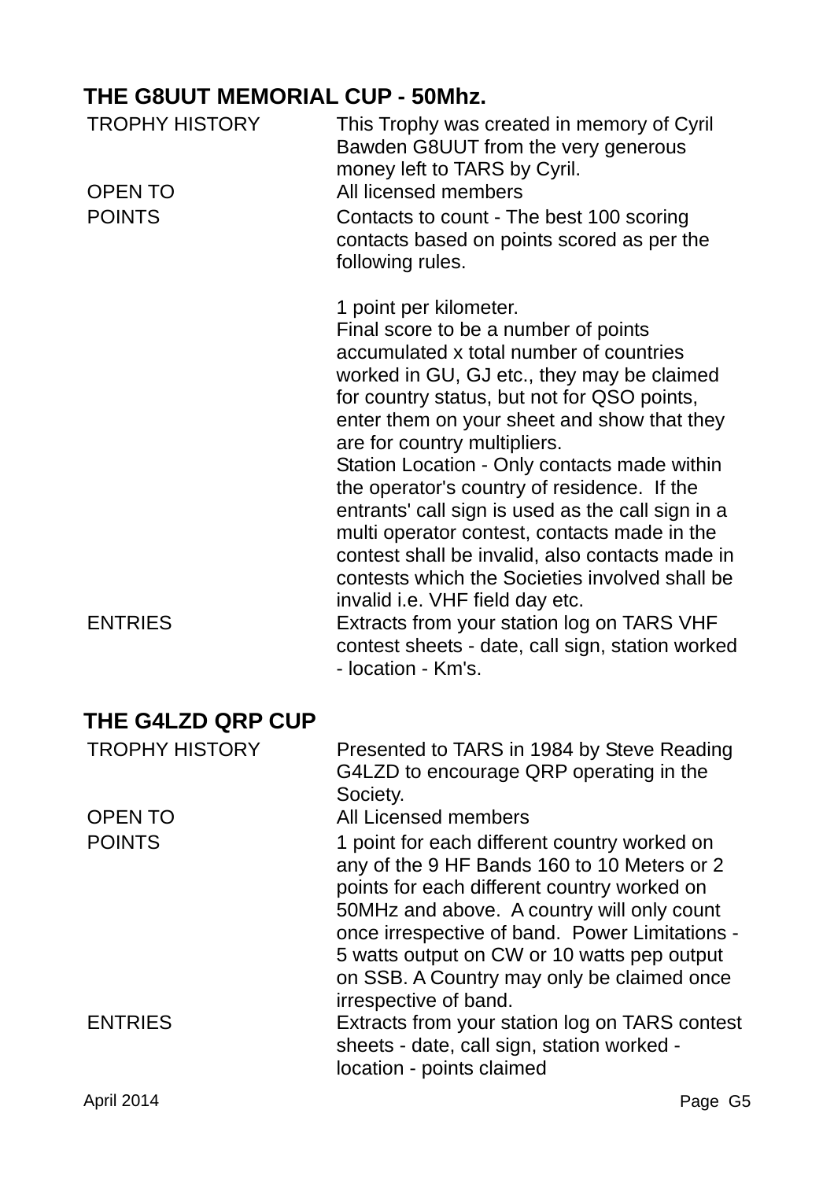## THE G8UUT MEMORIAL CUP - 50Mhz.

| | |
|---|---|
| TROPHY HISTORY | This Trophy was created in memory of Cyril Bawden G8UUT from the very generous money left to TARS by Cyril. |
| OPEN TO | All licensed members |
| POINTS | Contacts to count - The best 100 scoring contacts based on points scored as per the following rules.<br><br>1 point per kilometer.<br>Final score to be a number of points accumulated x total number of countries worked in GU, GJ etc., they may be claimed for country status, but not for QSO points, enter them on your sheet and show that they are for country multipliers.<br>Station Location - Only contacts made within the operator's country of residence. If the entrants' call sign is used as the call sign in a multi operator contest, contacts made in the contest shall be invalid, also contacts made in contests which the Societies involved shall be invalid i.e. VHF field day etc. |
| ENTRIES | Extracts from your station log on TARS VHF contest sheets - date, call sign, station worked - location - Km's. |

## THE G4LZD QRP CUP

| | |
|---|---|
| TROPHY HISTORY | Presented to TARS in 1984 by Steve Reading G4LZD to encourage QRP operating in the Society. |
| OPEN TO | All Licensed members |
| POINTS | 1 point for each different country worked on any of the 9 HF Bands 160 to 10 Meters or 2 points for each different country worked on 50MHz and above. A country will only count once irrespective of band. Power Limitations - 5 watts output on CW or 10 watts pep output on SSB. A Country may only be claimed once irrespective of band. |
| ENTRIES | Extracts from your station log on TARS contest sheets - date, call sign, station worked - location - points claimed |

April 2014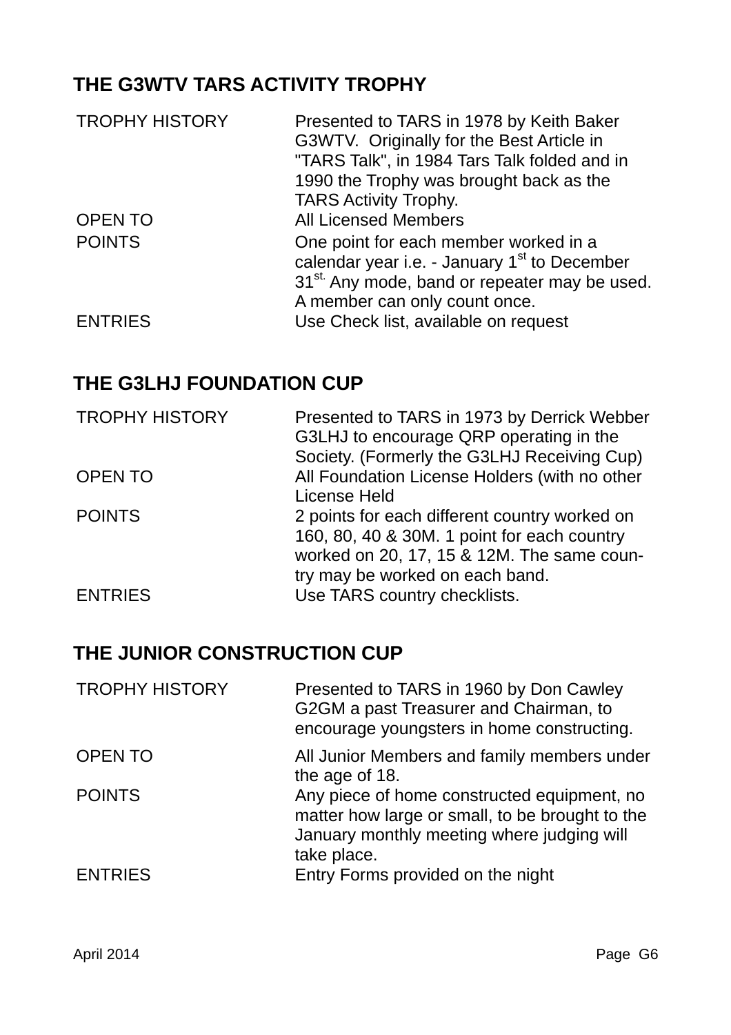## THE G3WTV TARS ACTIVITY TROPHY

| | |
|---|---|
| TROPHY HISTORY | Presented to TARS in 1978 by Keith Baker G3WTV. Originally for the Best Article in "TARS Talk", in 1984 Tars Talk folded and in 1990 the Trophy was brought back as the TARS Activity Trophy. |
| OPEN TO | All Licensed Members |
| POINTS | One point for each member worked in a calendar year i.e. - January 1st to December 31st. Any mode, band or repeater may be used. A member can only count once. |
| ENTRIES | Use Check list, available on request |

## THE G3LHJ FOUNDATION CUP

| | |
|---|---|
| TROPHY HISTORY | Presented to TARS in 1973 by Derrick Webber G3LHJ to encourage QRP operating in the Society. (Formerly the G3LHJ Receiving Cup) |
| OPEN TO | All Foundation License Holders (with no other License Held |
| POINTS | 2 points for each different country worked on 160, 80, 40 & 30M. 1 point for each country worked on 20, 17, 15 & 12M. The same country may be worked on each band. |
| ENTRIES | Use TARS country checklists. |

## THE JUNIOR CONSTRUCTION CUP

| | |
|---|---|
| TROPHY HISTORY | Presented to TARS in 1960 by Don Cawley G2GM a past Treasurer and Chairman, to encourage youngsters in home constructing. |
| OPEN TO | All Junior Members and family members under the age of 18. |
| POINTS | Any piece of home constructed equipment, no matter how large or small, to be brought to the January monthly meeting where judging will take place. |
| ENTRIES | Entry Forms provided on the night |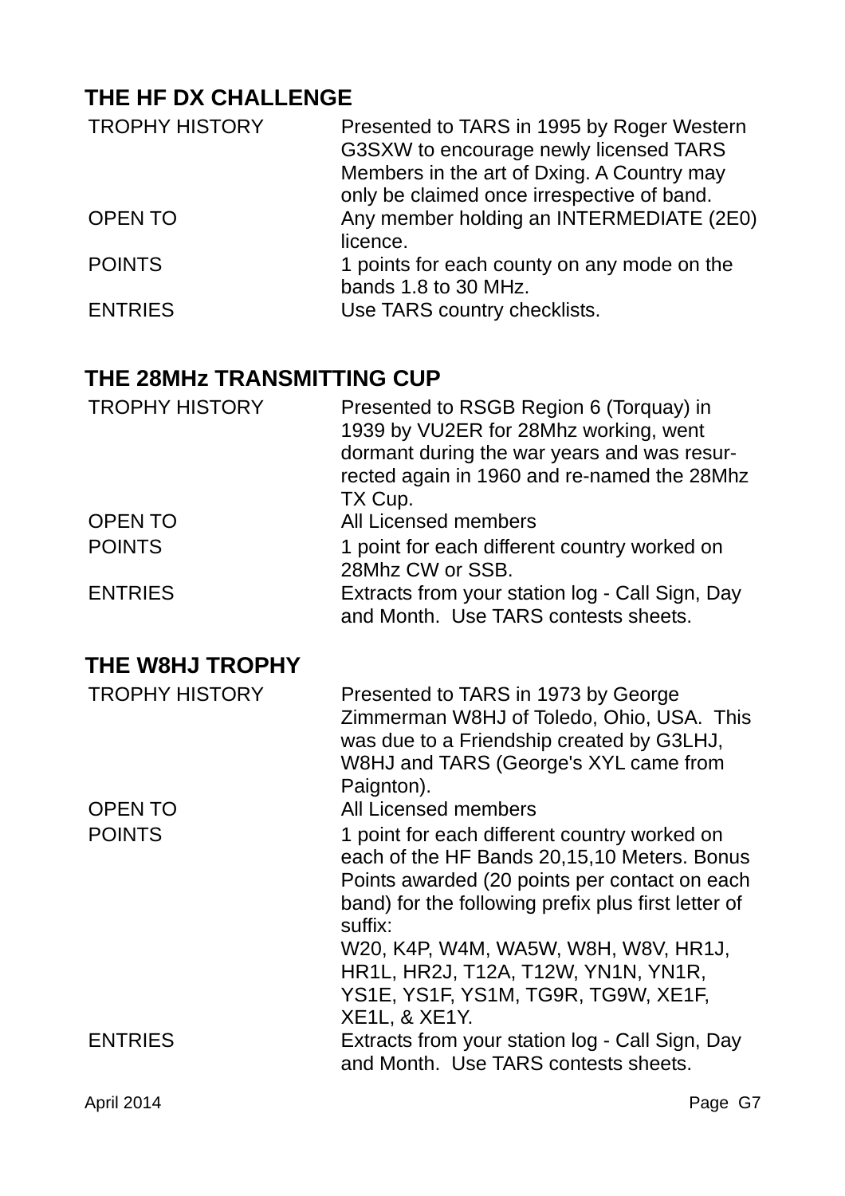## THE HF DX CHALLENGE

| | |
|---|---|
| TROPHY HISTORY | Presented to TARS in 1995 by Roger Western G3SXW to encourage newly licensed TARS Members in the art of Dxing. A Country may only be claimed once irrespective of band. |
| OPEN TO | Any member holding an INTERMEDIATE (2E0) licence. |
| POINTS | 1 points for each county on any mode on the bands 1.8 to 30 MHz. |
| ENTRIES | Use TARS country checklists. |

## THE 28MHz TRANSMITTING CUP

| | |
|---|---|
| TROPHY HISTORY | Presented to RSGB Region 6 (Torquay) in 1939 by VU2ER for 28Mhz working, went dormant during the war years and was resur-rected again in 1960 and re-named the 28Mhz TX Cup. |
| OPEN TO | All Licensed members |
| POINTS | 1 point for each different country worked on 28Mhz CW or SSB. |
| ENTRIES | Extracts from your station log - Call Sign, Day and Month. Use TARS contests sheets. |

## THE W8HJ TROPHY

| | |
|---|---|
| TROPHY HISTORY | Presented to TARS in 1973 by George Zimmerman W8HJ of Toledo, Ohio, USA. This was due to a Friendship created by G3LHJ, W8HJ and TARS (George's XYL came from Paignton). |
| OPEN TO | All Licensed members |
| POINTS | 1 point for each different country worked on each of the HF Bands 20,15,10 Meters. Bonus Points awarded (20 points per contact on each band) for the following prefix plus first letter of suffix: W20, K4P, W4M, WA5W, W8H, W8V, HR1J, HR1L, HR2J, T12A, T12W, YN1N, YN1R, YS1E, YS1F, YS1M, TG9R, TG9W, XE1F, XE1L, & XE1Y. |
| ENTRIES | Extracts from your station log - Call Sign, Day and Month. Use TARS contests sheets. |

April 2014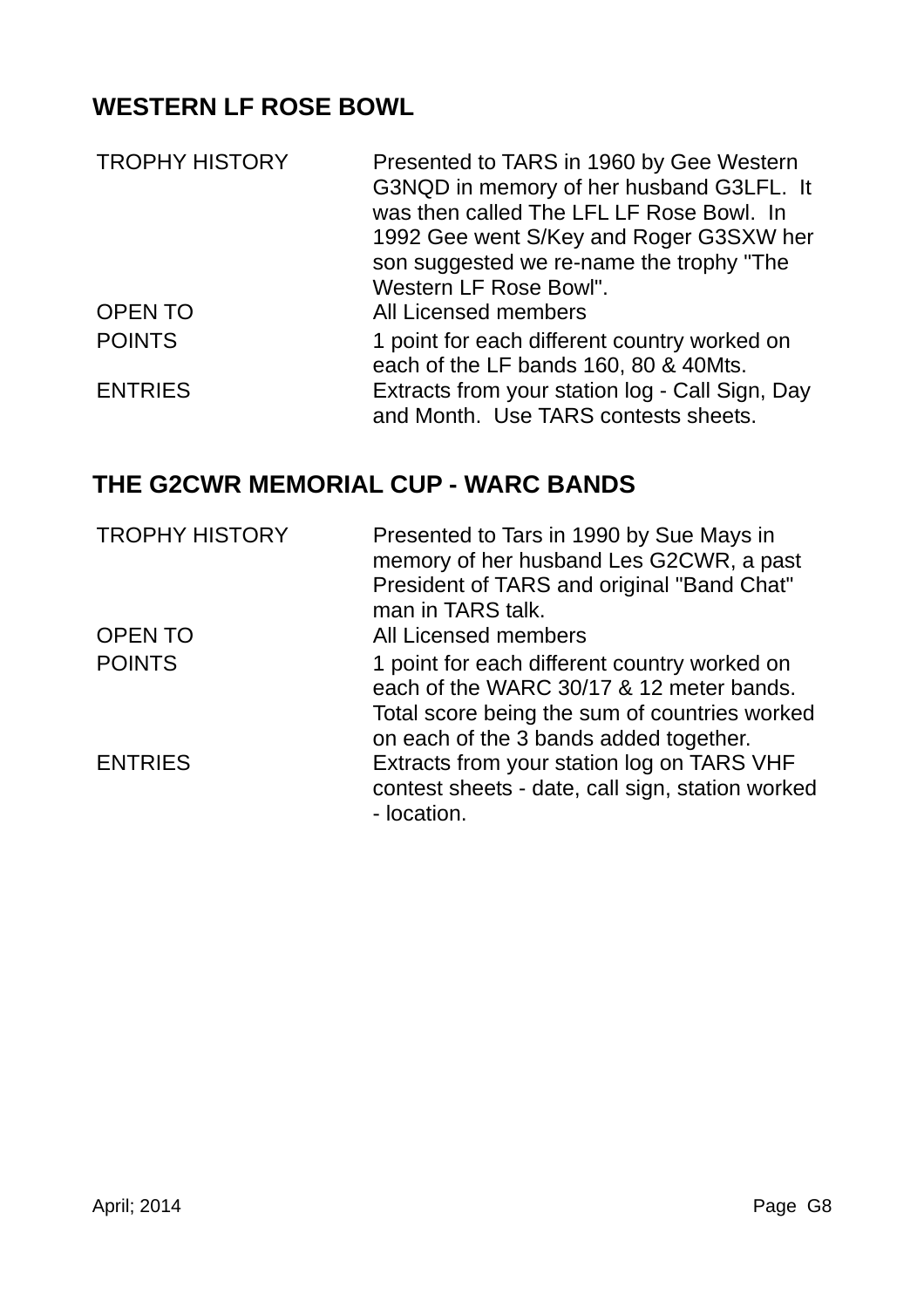## WESTERN LF ROSE BOWL

| | |
|---|---|
| TROPHY HISTORY | Presented to TARS in 1960 by Gee Western G3NQD in memory of her husband G3LFL. It was then called The LFL LF Rose Bowl. In 1992 Gee went S/Key and Roger G3SXW her son suggested we re-name the trophy "The Western LF Rose Bowl". |
| OPEN TO | All Licensed members |
| POINTS | 1 point for each different country worked on each of the LF bands 160, 80 & 40Mts. |
| ENTRIES | Extracts from your station log - Call Sign, Day and Month. Use TARS contests sheets. |

## THE G2CWR MEMORIAL CUP - WARC BANDS

| | |
|---|---|
| TROPHY HISTORY | Presented to Tars in 1990 by Sue Mays in memory of her husband Les G2CWR, a past President of TARS and original "Band Chat" man in TARS talk. |
| OPEN TO | All Licensed members |
| POINTS | 1 point for each different country worked on each of the WARC 30/17 & 12 meter bands. Total score being the sum of countries worked on each of the 3 bands added together. |
| ENTRIES | Extracts from your station log on TARS VHF contest sheets - date, call sign, station worked - location. |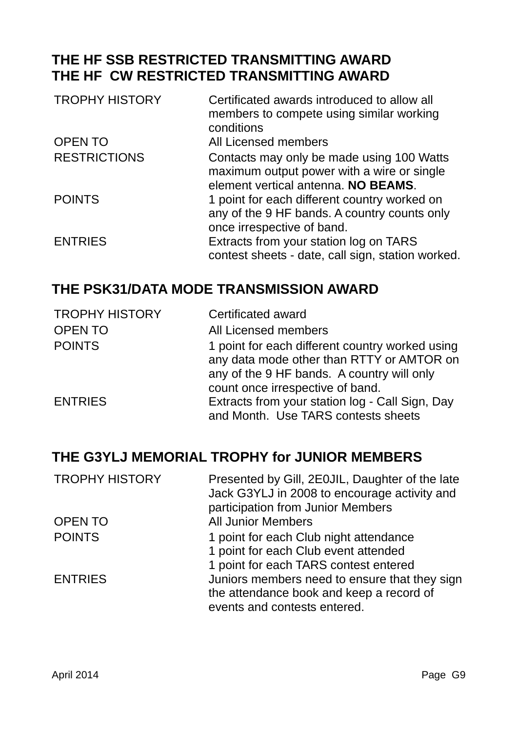## THE HF SSB RESTRICTED TRANSMITTING AWARD
## THE HF CW RESTRICTED TRANSMITTING AWARD

| | |
|---|---|
| TROPHY HISTORY | Certificated awards introduced to allow all members to compete using similar working conditions |
| OPEN TO | All Licensed members |
| RESTRICTIONS | Contacts may only be made using 100 Watts maximum output power with a wire or single element vertical antenna. **NO BEAMS**. |
| POINTS | 1 point for each different country worked on any of the 9 HF bands. A country counts only once irrespective of band. |
| ENTRIES | Extracts from your station log on TARS contest sheets - date, call sign, station worked. |

## THE PSK31/DATA MODE TRANSMISSION AWARD

| | |
|---|---|
| TROPHY HISTORY | Certificated award |
| OPEN TO | All Licensed members |
| POINTS | 1 point for each different country worked using any data mode other than RTTY or AMTOR on any of the 9 HF bands. A country will only count once irrespective of band. |
| ENTRIES | Extracts from your station log - Call Sign, Day and Month. Use TARS contests sheets |

## THE G3YLJ MEMORIAL TROPHY for JUNIOR MEMBERS

| | |
|---|---|
| TROPHY HISTORY | Presented by Gill, 2E0JIL, Daughter of the late Jack G3YLJ in 2008 to encourage activity and participation from Junior Members |
| OPEN TO | All Junior Members |
| POINTS | 1 point for each Club night attendance<br>1 point for each Club event attended<br>1 point for each TARS contest entered |
| ENTRIES | Juniors members need to ensure that they sign the attendance book and keep a record of events and contests entered. |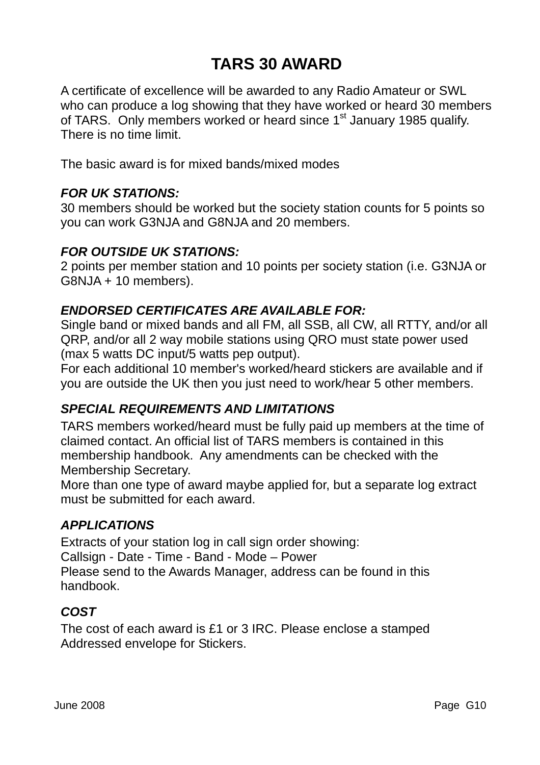# TARS 30 AWARD

A certificate of excellence will be awarded to any Radio Amateur or SWL who can produce a log showing that they have worked or heard 30 members of TARS. Only members worked or heard since 1st January 1985 qualify. There is no time limit.

The basic award is for mixed bands/mixed modes

***FOR UK STATIONS:***

30 members should be worked but the society station counts for 5 points so you can work G3NJA and G8NJA and 20 members.

***FOR OUTSIDE UK STATIONS:***

2 points per member station and 10 points per society station (i.e. G3NJA or G8NJA + 10 members).

***ENDORSED CERTIFICATES ARE AVAILABLE FOR:***

Single band or mixed bands and all FM, all SSB, all CW, all RTTY, and/or all QRP, and/or all 2 way mobile stations using QRO must state power used (max 5 watts DC input/5 watts pep output).

For each additional 10 member's worked/heard stickers are available and if you are outside the UK then you just need to work/hear 5 other members.

***SPECIAL REQUIREMENTS AND LIMITATIONS***

TARS members worked/heard must be fully paid up members at the time of claimed contact. An official list of TARS members is contained in this membership handbook. Any amendments can be checked with the Membership Secretary.

More than one type of award maybe applied for, but a separate log extract must be submitted for each award.

***APPLICATIONS***

Extracts of your station log in call sign order showing:

Callsign - Date - Time - Band - Mode – Power

Please send to the Awards Manager, address can be found in this handbook.

***COST***

The cost of each award is £1 or 3 IRC. Please enclose a stamped Addressed envelope for Stickers.